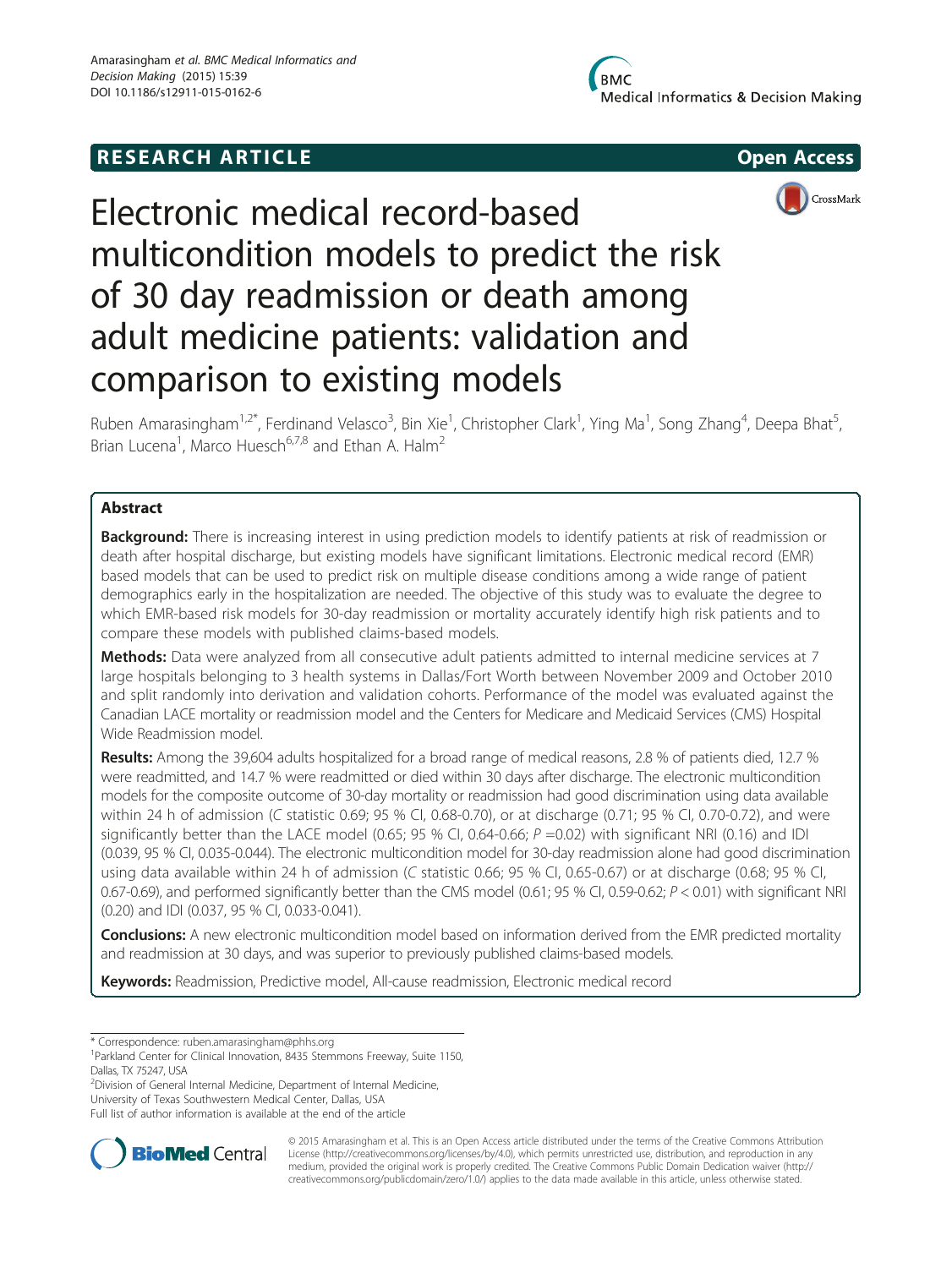RESEARCH ARTICLE

Open Access

# Electronic medical record-based multicondition models to predict the risk of 30 day readmission or death among adult medicine patients: validation and comparison to existing models

Ruben Amarasingham[1,2*], Ferdinand Velasco[3], Bin Xie[1], Christopher Clark[1], Ying Ma[1], Song Zhang[4], Deepa Bhat[5], Brian Lucena[1], Marco Huesch[6,7,8] and Ethan A. Halm[2]

## Abstract

**Background:** There is increasing interest in using prediction models to identify patients at risk of readmission or death after hospital discharge, but existing models have significant limitations. Electronic medical record (EMR) based models that can be used to predict risk on multiple disease conditions among a wide range of patient demographics early in the hospitalization are needed. The objective of this study was to evaluate the degree to which EMR-based risk models for 30-day readmission or mortality accurately identify high risk patients and to compare these models with published claims-based models.

**Methods:** Data were analyzed from all consecutive adult patients admitted to internal medicine services at 7 large hospitals belonging to 3 health systems in Dallas/Fort Worth between November 2009 and October 2010 and split randomly into derivation and validation cohorts. Performance of the model was evaluated against the Canadian LACE mortality or readmission model and the Centers for Medicare and Medicaid Services (CMS) Hospital Wide Readmission model.

**Results:** Among the 39,604 adults hospitalized for a broad range of medical reasons, 2.8 % of patients died, 12.7 % were readmitted, and 14.7 % were readmitted or died within 30 days after discharge. The electronic multicondition models for the composite outcome of 30-day mortality or readmission had good discrimination using data available within 24 h of admission (*C* statistic 0.69; 95 % CI, 0.68-0.70), or at discharge (0.71; 95 % CI, 0.70-0.72), and were significantly better than the LACE model (0.65; 95 % CI, 0.64-0.66; *P* =0.02) with significant NRI (0.16) and IDI (0.039, 95 % CI, 0.035-0.044). The electronic multicondition model for 30-day readmission alone had good discrimination using data available within 24 h of admission (*C* statistic 0.66; 95 % CI, 0.65-0.67) or at discharge (0.68; 95 % CI, 0.67-0.69), and performed significantly better than the CMS model (0.61; 95 % CI, 0.59-0.62; *P* < 0.01) with significant NRI (0.20) and IDI (0.037, 95 % CI, 0.033-0.041).

**Conclusions:** A new electronic multicondition model based on information derived from the EMR predicted mortality and readmission at 30 days, and was superior to previously published claims-based models.

**Keywords:** Readmission, Predictive model, All-cause readmission, Electronic medical record

---

\* Correspondence: ruben.amarasingham@phhs.org
[1]Parkland Center for Clinical Innovation, 8435 Stemmons Freeway, Suite 1150, Dallas, TX 75247, USA
[2]Division of General Internal Medicine, Department of Internal Medicine, University of Texas Southwestern Medical Center, Dallas, USA
Full list of author information is available at the end of the article

© 2015 Amarasingham et al. This is an Open Access article distributed under the terms of the Creative Commons Attribution License (http://creativecommons.org/licenses/by/4.0), which permits unrestricted use, distribution, and reproduction in any medium, provided the original work is properly credited. The Creative Commons Public Domain Dedication waiver (http://creativecommons.org/publicdomain/zero/1.0/) applies to the data made available in this article, unless otherwise stated.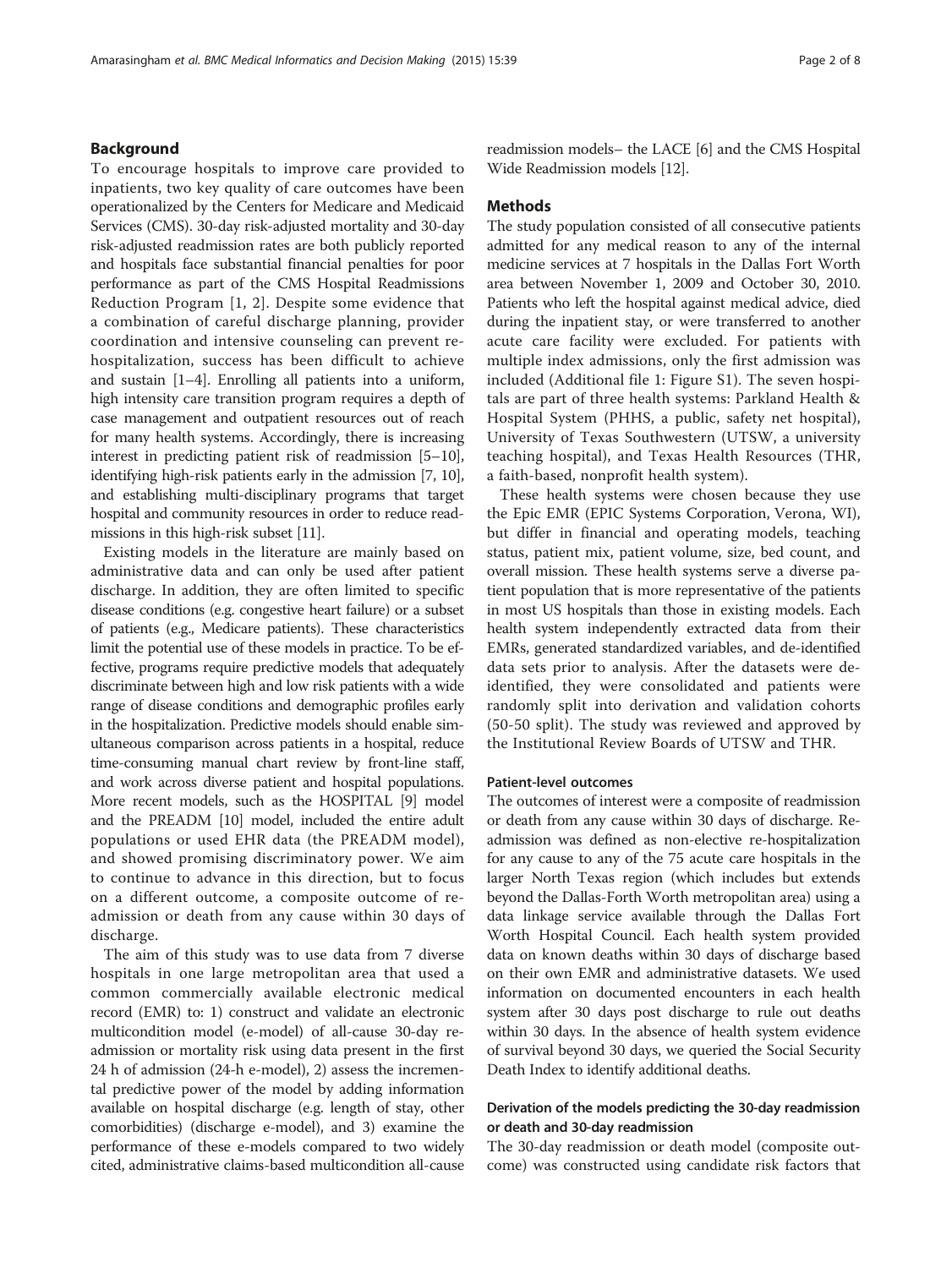## Background

To encourage hospitals to improve care provided to inpatients, two key quality of care outcomes have been operationalized by the Centers for Medicare and Medicaid Services (CMS). 30-day risk-adjusted mortality and 30-day risk-adjusted readmission rates are both publicly reported and hospitals face substantial financial penalties for poor performance as part of the CMS Hospital Readmissions Reduction Program [1, 2]. Despite some evidence that a combination of careful discharge planning, provider coordination and intensive counseling can prevent re-hospitalization, success has been difficult to achieve and sustain [1–4]. Enrolling all patients into a uniform, high intensity care transition program requires a depth of case management and outpatient resources out of reach for many health systems. Accordingly, there is increasing interest in predicting patient risk of readmission [5–10], identifying high-risk patients early in the admission [7, 10], and establishing multi-disciplinary programs that target hospital and community resources in order to reduce readmissions in this high-risk subset [11].

Existing models in the literature are mainly based on administrative data and can only be used after patient discharge. In addition, they are often limited to specific disease conditions (e.g. congestive heart failure) or a subset of patients (e.g., Medicare patients). These characteristics limit the potential use of these models in practice. To be effective, programs require predictive models that adequately discriminate between high and low risk patients with a wide range of disease conditions and demographic profiles early in the hospitalization. Predictive models should enable simultaneous comparison across patients in a hospital, reduce time-consuming manual chart review by front-line staff, and work across diverse patient and hospital populations. More recent models, such as the HOSPITAL [9] model and the PREADM [10] model, included the entire adult populations or used EHR data (the PREADM model), and showed promising discriminatory power. We aim to continue to advance in this direction, but to focus on a different outcome, a composite outcome of readmission or death from any cause within 30 days of discharge.

The aim of this study was to use data from 7 diverse hospitals in one large metropolitan area that used a common commercially available electronic medical record (EMR) to: 1) construct and validate an electronic multicondition model (e-model) of all-cause 30-day readmission or mortality risk using data present in the first 24 h of admission (24-h e-model), 2) assess the incremental predictive power of the model by adding information available on hospital discharge (e.g. length of stay, other comorbidities) (discharge e-model), and 3) examine the performance of these e-models compared to two widely cited, administrative claims-based multicondition all-cause readmission models– the LACE [6] and the CMS Hospital Wide Readmission models [12].

## Methods

The study population consisted of all consecutive patients admitted for any medical reason to any of the internal medicine services at 7 hospitals in the Dallas Fort Worth area between November 1, 2009 and October 30, 2010. Patients who left the hospital against medical advice, died during the inpatient stay, or were transferred to another acute care facility were excluded. For patients with multiple index admissions, only the first admission was included (Additional file 1: Figure S1). The seven hospitals are part of three health systems: Parkland Health & Hospital System (PHHS, a public, safety net hospital), University of Texas Southwestern (UTSW, a university teaching hospital), and Texas Health Resources (THR, a faith-based, nonprofit health system).

These health systems were chosen because they use the Epic EMR (EPIC Systems Corporation, Verona, WI), but differ in financial and operating models, teaching status, patient mix, patient volume, size, bed count, and overall mission. These health systems serve a diverse patient population that is more representative of the patients in most US hospitals than those in existing models. Each health system independently extracted data from their EMRs, generated standardized variables, and de-identified data sets prior to analysis. After the datasets were de-identified, they were consolidated and patients were randomly split into derivation and validation cohorts (50-50 split). The study was reviewed and approved by the Institutional Review Boards of UTSW and THR.

### Patient-level outcomes

The outcomes of interest were a composite of readmission or death from any cause within 30 days of discharge. Readmission was defined as non-elective re-hospitalization for any cause to any of the 75 acute care hospitals in the larger North Texas region (which includes but extends beyond the Dallas-Forth Worth metropolitan area) using a data linkage service available through the Dallas Fort Worth Hospital Council. Each health system provided data on known deaths within 30 days of discharge based on their own EMR and administrative datasets. We used information on documented encounters in each health system after 30 days post discharge to rule out deaths within 30 days. In the absence of health system evidence of survival beyond 30 days, we queried the Social Security Death Index to identify additional deaths.

### Derivation of the models predicting the 30-day readmission or death and 30-day readmission

The 30-day readmission or death model (composite outcome) was constructed using candidate risk factors that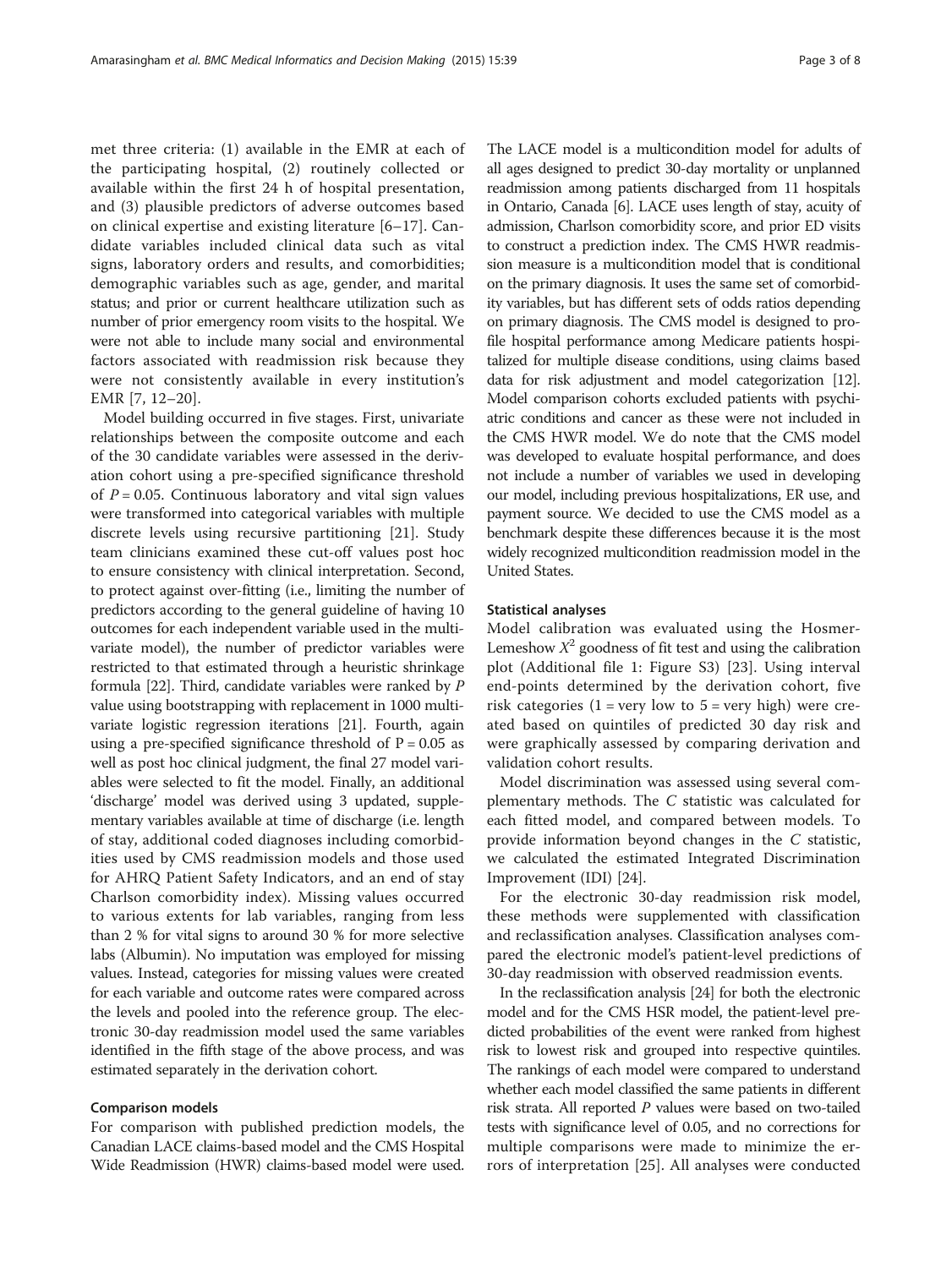met three criteria: (1) available in the EMR at each of the participating hospital, (2) routinely collected or available within the first 24 h of hospital presentation, and (3) plausible predictors of adverse outcomes based on clinical expertise and existing literature [6–17]. Candidate variables included clinical data such as vital signs, laboratory orders and results, and comorbidities; demographic variables such as age, gender, and marital status; and prior or current healthcare utilization such as number of prior emergency room visits to the hospital. We were not able to include many social and environmental factors associated with readmission risk because they were not consistently available in every institution's EMR [7, 12–20].

Model building occurred in five stages. First, univariate relationships between the composite outcome and each of the 30 candidate variables were assessed in the derivation cohort using a pre-specified significance threshold of $P = 0.05$. Continuous laboratory and vital sign values were transformed into categorical variables with multiple discrete levels using recursive partitioning [21]. Study team clinicians examined these cut-off values post hoc to ensure consistency with clinical interpretation. Second, to protect against over-fitting (i.e., limiting the number of predictors according to the general guideline of having 10 outcomes for each independent variable used in the multivariate model), the number of predictor variables were restricted to that estimated through a heuristic shrinkage formula [22]. Third, candidate variables were ranked by $P$ value using bootstrapping with replacement in 1000 multivariate logistic regression iterations [21]. Fourth, again using a pre-specified significance threshold of $P = 0.05$ as well as post hoc clinical judgment, the final 27 model variables were selected to fit the model. Finally, an additional 'discharge' model was derived using 3 updated, supplementary variables available at time of discharge (i.e. length of stay, additional coded diagnoses including comorbidities used by CMS readmission models and those used for AHRQ Patient Safety Indicators, and an end of stay Charlson comorbidity index). Missing values occurred to various extents for lab variables, ranging from less than 2 % for vital signs to around 30 % for more selective labs (Albumin). No imputation was employed for missing values. Instead, categories for missing values were created for each variable and outcome rates were compared across the levels and pooled into the reference group. The electronic 30-day readmission model used the same variables identified in the fifth stage of the above process, and was estimated separately in the derivation cohort.

### Comparison models

For comparison with published prediction models, the Canadian LACE claims-based model and the CMS Hospital Wide Readmission (HWR) claims-based model were used. The LACE model is a multicondition model for adults of all ages designed to predict 30-day mortality or unplanned readmission among patients discharged from 11 hospitals in Ontario, Canada [6]. LACE uses length of stay, acuity of admission, Charlson comorbidity score, and prior ED visits to construct a prediction index. The CMS HWR readmission measure is a multicondition model that is conditional on the primary diagnosis. It uses the same set of comorbidity variables, but has different sets of odds ratios depending on primary diagnosis. The CMS model is designed to profile hospital performance among Medicare patients hospitalized for multiple disease conditions, using claims based data for risk adjustment and model categorization [12]. Model comparison cohorts excluded patients with psychiatric conditions and cancer as these were not included in the CMS HWR model. We do note that the CMS model was developed to evaluate hospital performance, and does not include a number of variables we used in developing our model, including previous hospitalizations, ER use, and payment source. We decided to use the CMS model as a benchmark despite these differences because it is the most widely recognized multicondition readmission model in the United States.

### Statistical analyses

Model calibration was evaluated using the Hosmer-Lemeshow $X^2$ goodness of fit test and using the calibration plot (Additional file 1: Figure S3) [23]. Using interval end-points determined by the derivation cohort, five risk categories (1 = very low to 5 = very high) were created based on quintiles of predicted 30 day risk and were graphically assessed by comparing derivation and validation cohort results.

Model discrimination was assessed using several complementary methods. The $C$ statistic was calculated for each fitted model, and compared between models. To provide information beyond changes in the $C$ statistic, we calculated the estimated Integrated Discrimination Improvement (IDI) [24].

For the electronic 30-day readmission risk model, these methods were supplemented with classification and reclassification analyses. Classification analyses compared the electronic model's patient-level predictions of 30-day readmission with observed readmission events.

In the reclassification analysis [24] for both the electronic model and for the CMS HSR model, the patient-level predicted probabilities of the event were ranked from highest risk to lowest risk and grouped into respective quintiles. The rankings of each model were compared to understand whether each model classified the same patients in different risk strata. All reported $P$ values were based on two-tailed tests with significance level of 0.05, and no corrections for multiple comparisons were made to minimize the errors of interpretation [25]. All analyses were conducted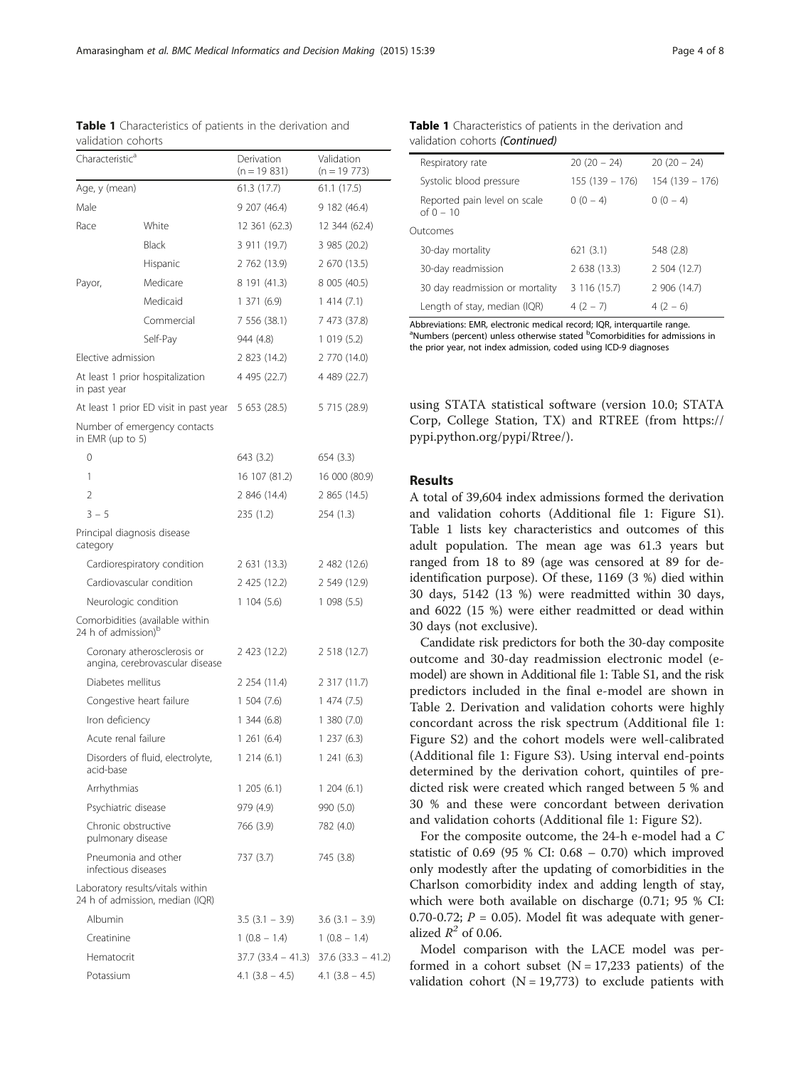**Table 1** Characteristics of patients in the derivation and validation cohorts

| Characteristic[a] | | Derivation (n = 19 831) | Validation (n = 19 773) |
|---|---|---|---|
| Age, y (mean) | | 61.3 (17.7) | 61.1 (17.5) |
| Male | | 9 207 (46.4) | 9 182 (46.4) |
| Race | White | 12 361 (62.3) | 12 344 (62.4) |
| | Black | 3 911 (19.7) | 3 985 (20.2) |
| | Hispanic | 2 762 (13.9) | 2 670 (13.5) |
| Payor, | Medicare | 8 191 (41.3) | 8 005 (40.5) |
| | Medicaid | 1 371 (6.9) | 1 414 (7.1) |
| | Commercial | 7 556 (38.1) | 7 473 (37.8) |
| | Self-Pay | 944 (4.8) | 1 019 (5.2) |
| Elective admission | | 2 823 (14.2) | 2 770 (14.0) |
| At least 1 prior hospitalization in past year | | 4 495 (22.7) | 4 489 (22.7) |
| At least 1 prior ED visit in past year | | 5 653 (28.5) | 5 715 (28.9) |
| Number of emergency contacts in EMR (up to 5) | | | |
| 0 | | 643 (3.2) | 654 (3.3) |
| 1 | | 16 107 (81.2) | 16 000 (80.9) |
| 2 | | 2 846 (14.4) | 2 865 (14.5) |
| 3 – 5 | | 235 (1.2) | 254 (1.3) |
| Principal diagnosis disease category | | | |
| Cardiorespiratory condition | | 2 631 (13.3) | 2 482 (12.6) |
| Cardiovascular condition | | 2 425 (12.2) | 2 549 (12.9) |
| Neurologic condition | | 1 104 (5.6) | 1 098 (5.5) |
| Comorbidities (available within 24 h of admission)[b] | | | |
| Coronary atherosclerosis or angina, cerebrovascular disease | | 2 423 (12.2) | 2 518 (12.7) |
| Diabetes mellitus | | 2 254 (11.4) | 2 317 (11.7) |
| Congestive heart failure | | 1 504 (7.6) | 1 474 (7.5) |
| Iron deficiency | | 1 344 (6.8) | 1 380 (7.0) |
| Acute renal failure | | 1 261 (6.4) | 1 237 (6.3) |
| Disorders of fluid, electrolyte, acid-base | | 1 214 (6.1) | 1 241 (6.3) |
| Arrhythmias | | 1 205 (6.1) | 1 204 (6.1) |
| Psychiatric disease | | 979 (4.9) | 990 (5.0) |
| Chronic obstructive pulmonary disease | | 766 (3.9) | 782 (4.0) |
| Pneumonia and other infectious diseases | | 737 (3.7) | 745 (3.8) |
| Laboratory results/vitals within 24 h of admission, median (IQR) | | | |
| Albumin | | 3.5 (3.1 – 3.9) | 3.6 (3.1 – 3.9) |
| Creatinine | | 1 (0.8 – 1.4) | 1 (0.8 – 1.4) |
| Hematocrit | | 37.7 (33.4 – 41.3) | 37.6 (33.3 – 41.2) |
| Potassium | | 4.1 (3.8 – 4.5) | 4.1 (3.8 – 4.5) |
| Respiratory rate | | 20 (20 – 24) | 20 (20 – 24) |
| Systolic blood pressure | | 155 (139 – 176) | 154 (139 – 176) |
| Reported pain level on scale of 0 – 10 | | 0 (0 – 4) | 0 (0 – 4) |
| Outcomes | | | |
| 30-day mortality | | 621 (3.1) | 548 (2.8) |
| 30-day readmission | | 2 638 (13.3) | 2 504 (12.7) |
| 30 day readmission or mortality | | 3 116 (15.7) | 2 906 (14.7) |
| Length of stay, median (IQR) | | 4 (2 – 7) | 4 (2 – 6) |

Abbreviations: EMR, electronic medical record; IQR, interquartile range.
[a]Numbers (percent) unless otherwise stated [b]Comorbidities for admissions in the prior year, not index admission, coded using ICD-9 diagnoses

using STATA statistical software (version 10.0; STATA Corp, College Station, TX) and RTREE (from https://pypi.python.org/pypi/Rtree/).

## Results

A total of 39,604 index admissions formed the derivation and validation cohorts (Additional file 1: Figure S1). Table 1 lists key characteristics and outcomes of this adult population. The mean age was 61.3 years but ranged from 18 to 89 (age was censored at 89 for de-identification purpose). Of these, 1169 (3 %) died within 30 days, 5142 (13 %) were readmitted within 30 days, and 6022 (15 %) were either readmitted or dead within 30 days (not exclusive).

Candidate risk predictors for both the 30-day composite outcome and 30-day readmission electronic model (e-model) are shown in Additional file 1: Table S1, and the risk predictors included in the final e-model are shown in Table 2. Derivation and validation cohorts were highly concordant across the risk spectrum (Additional file 1: Figure S2) and the cohort models were well-calibrated (Additional file 1: Figure S3). Using interval end-points determined by the derivation cohort, quintiles of predicted risk were created which ranged between 5 % and 30 % and these were concordant between derivation and validation cohorts (Additional file 1: Figure S2).

For the composite outcome, the 24-h e-model had a *C* statistic of 0.69 (95 % CI: 0.68 – 0.70) which improved only modestly after the updating of comorbidities in the Charlson comorbidity index and adding length of stay, which were both available on discharge (0.71; 95 % CI: 0.70-0.72; $P = 0.05$). Model fit was adequate with generalized $R^2$ of 0.06.

Model comparison with the LACE model was performed in a cohort subset (N = 17,233 patients) of the validation cohort (N = 19,773) to exclude patients with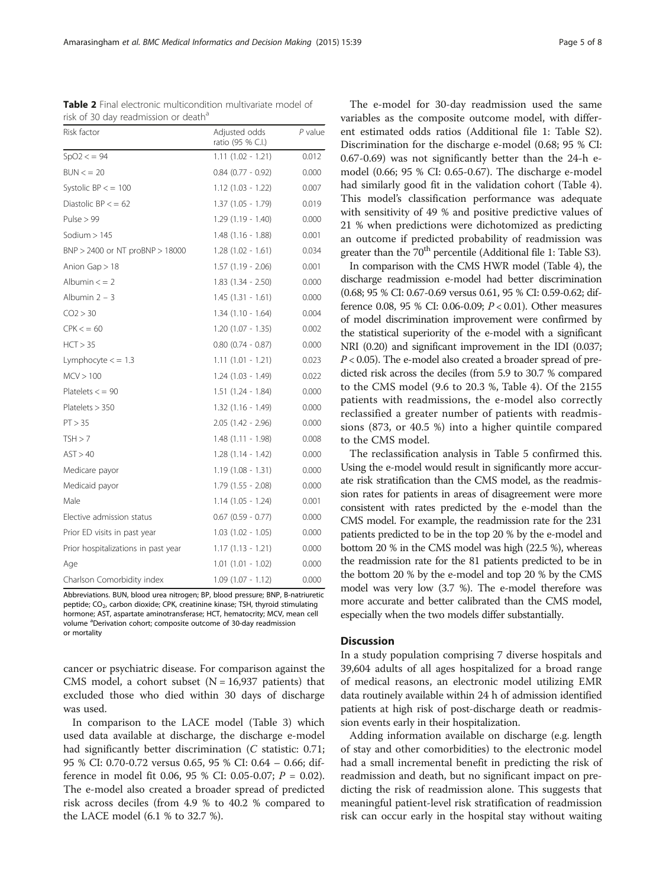**Table 2** Final electronic multicondition multivariate model of risk of 30 day readmission or death[a]

| Risk factor | Adjusted odds ratio (95 % C.I.) | *P* value |
|---|---|---|
| SpO2 < = 94 | 1.11 (1.02 - 1.21) | 0.012 |
| BUN < = 20 | 0.84 (0.77 - 0.92) | 0.000 |
| Systolic BP < = 100 | 1.12 (1.03 - 1.22) | 0.007 |
| Diastolic BP < = 62 | 1.37 (1.05 - 1.79) | 0.019 |
| Pulse > 99 | 1.29 (1.19 - 1.40) | 0.000 |
| Sodium > 145 | 1.48 (1.16 - 1.88) | 0.001 |
| BNP > 2400 or NT proBNP > 18000 | 1.28 (1.02 - 1.61) | 0.034 |
| Anion Gap > 18 | 1.57 (1.19 - 2.06) | 0.001 |
| Albumin < = 2 | 1.83 (1.34 - 2.50) | 0.000 |
| Albumin 2 – 3 | 1.45 (1.31 - 1.61) | 0.000 |
| CO2 > 30 | 1.34 (1.10 - 1.64) | 0.004 |
| CPK < = 60 | 1.20 (1.07 - 1.35) | 0.002 |
| HCT > 35 | 0.80 (0.74 - 0.87) | 0.000 |
| Lymphocyte < = 1.3 | 1.11 (1.01 - 1.21) | 0.023 |
| MCV > 100 | 1.24 (1.03 - 1.49) | 0.022 |
| Platelets < = 90 | 1.51 (1.24 - 1.84) | 0.000 |
| Platelets > 350 | 1.32 (1.16 - 1.49) | 0.000 |
| PT > 35 | 2.05 (1.42 - 2.96) | 0.000 |
| TSH > 7 | 1.48 (1.11 - 1.98) | 0.008 |
| AST > 40 | 1.28 (1.14 - 1.42) | 0.000 |
| Medicare payor | 1.19 (1.08 - 1.31) | 0.000 |
| Medicaid payor | 1.79 (1.55 - 2.08) | 0.000 |
| Male | 1.14 (1.05 - 1.24) | 0.001 |
| Elective admission status | 0.67 (0.59 - 0.77) | 0.000 |
| Prior ED visits in past year | 1.03 (1.02 - 1.05) | 0.000 |
| Prior hospitalizations in past year | 1.17 (1.13 - 1.21) | 0.000 |
| Age | 1.01 (1.01 - 1.02) | 0.000 |
| Charlson Comorbidity index | 1.09 (1.07 - 1.12) | 0.000 |

Abbreviations. BUN, blood urea nitrogen; BP, blood pressure; BNP, B-natriuretic peptide; $CO_2$, carbon dioxide; CPK, creatinine kinase; TSH, thyroid stimulating hormone; AST, aspartate aminotransferase; HCT, hematocrity; MCV, mean cell volume [a]Derivation cohort; composite outcome of 30-day readmission or mortality

cancer or psychiatric disease. For comparison against the CMS model, a cohort subset (N = 16,937 patients) that excluded those who died within 30 days of discharge was used.

In comparison to the LACE model (Table 3) which used data available at discharge, the discharge e-model had significantly better discrimination (*C* statistic: 0.71; 95 % CI: 0.70-0.72 versus 0.65, 95 % CI: 0.64 – 0.66; difference in model fit 0.06, 95 % CI: 0.05-0.07; *P* = 0.02). The e-model also created a broader spread of predicted risk across deciles (from 4.9 % to 40.2 % compared to the LACE model (6.1 % to 32.7 %).

The e-model for 30-day readmission used the same variables as the composite outcome model, with different estimated odds ratios (Additional file 1: Table S2). Discrimination for the discharge e-model (0.68; 95 % CI: 0.67-0.69) was not significantly better than the 24-h e-model (0.66; 95 % CI: 0.65-0.67). The discharge e-model had similarly good fit in the validation cohort (Table 4). This model's classification performance was adequate with sensitivity of 49 % and positive predictive values of 21 % when predictions were dichotomized as predicting an outcome if predicted probability of readmission was greater than the 70th percentile (Additional file 1: Table S3).

In comparison with the CMS HWR model (Table 4), the discharge readmission e-model had better discrimination (0.68; 95 % CI: 0.67-0.69 versus 0.61, 95 % CI: 0.59-0.62; difference 0.08, 95 % CI: 0.06-0.09; *P* < 0.01). Other measures of model discrimination improvement were confirmed by the statistical superiority of the e-model with a significant NRI (0.20) and significant improvement in the IDI (0.037; *P* < 0.05). The e-model also created a broader spread of predicted risk across the deciles (from 5.9 to 30.7 % compared to the CMS model (9.6 to 20.3 %, Table 4). Of the 2155 patients with readmissions, the e-model also correctly reclassified a greater number of patients with readmissions (873, or 40.5 %) into a higher quintile compared to the CMS model.

The reclassification analysis in Table 5 confirmed this. Using the e-model would result in significantly more accurate risk stratification than the CMS model, as the readmission rates for patients in areas of disagreement were more consistent with rates predicted by the e-model than the CMS model. For example, the readmission rate for the 231 patients predicted to be in the top 20 % by the e-model and bottom 20 % in the CMS model was high (22.5 %), whereas the readmission rate for the 81 patients predicted to be in the bottom 20 % by the e-model and top 20 % by the CMS model was very low (3.7 %). The e-model therefore was more accurate and better calibrated than the CMS model, especially when the two models differ substantially.

## Discussion

In a study population comprising 7 diverse hospitals and 39,604 adults of all ages hospitalized for a broad range of medical reasons, an electronic model utilizing EMR data routinely available within 24 h of admission identified patients at high risk of post-discharge death or readmission events early in their hospitalization.

Adding information available on discharge (e.g. length of stay and other comorbidities) to the electronic model had a small incremental benefit in predicting the risk of readmission and death, but no significant impact on predicting the risk of readmission alone. This suggests that meaningful patient-level risk stratification of readmission risk can occur early in the hospital stay without waiting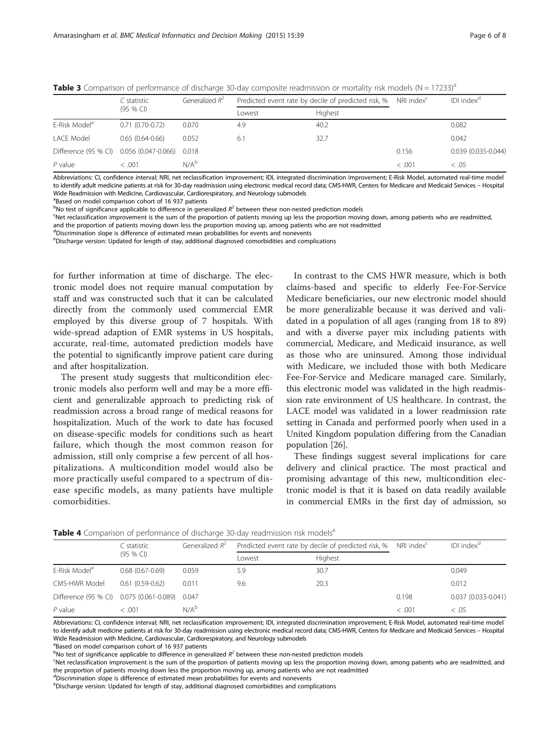**Table 3** Comparison of performance of discharge 30-day composite readmission or mortality risk models (N = 17233)[a]

| | C statistic (95 % CI) | Generalized $R^2$ | Predicted event rate by decile of predicted risk, % | | NRI index[c] | IDI index[d] |
|---|---|---|---|---|---|---|
| | | | Lowest | Highest | | |
| E-Risk Model[e] | 0.71 (0.70-0.72) | 0.070 | 4.9 | 40.2 | | 0.082 |
| LACE Model | 0.65 (0.64-0.66) | 0.052 | 6.1 | 32.7 | | 0.042 |
| Difference (95 % CI) | 0.056 (0.047-0.066) | 0.018 | | | 0.156 | 0.039 (0.035-0.044) |
| *P* value | < .001 | N/A[b] | | | < .001 | < .05 |

Abbreviations: CI, confidence interval; NRI, net reclassification improvement; IDI, integrated discrimination improvement; E-Risk Model, automated real-time model to identify adult medicine patients at risk for 30-day readmission using electronic medical record data; CMS-HWR, Centers for Medicare and Medicaid Services – Hospital Wide Readmission with Medicine, Cardiovascular, Cardiorespiratory, and Neurology submodels

[a]Based on model comparison cohort of 16 937 patients

[b]No test of significance applicable to difference in generalized $R^2$ between these non-nested prediction models

[c]Net reclassification improvement is the sum of the proportion of patients moving up less the proportion moving down, among patients who are readmitted, and the proportion of patients moving down less the proportion moving up, among patients who are not readmitted

[d]Discrimination slope is difference of estimated mean probabilities for events and nonevents

[e]Discharge version: Updated for length of stay, additional diagnosed comorbidities and complications

for further information at time of discharge. The electronic model does not require manual computation by staff and was constructed such that it can be calculated directly from the commonly used commercial EMR employed by this diverse group of 7 hospitals. With wide-spread adaption of EMR systems in US hospitals, accurate, real-time, automated prediction models have the potential to significantly improve patient care during and after hospitalization.

The present study suggests that multicondition electronic models also perform well and may be a more efficient and generalizable approach to predicting risk of readmission across a broad range of medical reasons for hospitalization. Much of the work to date has focused on disease-specific models for conditions such as heart failure, which though the most common reason for admission, still only comprise a few percent of all hospitalizations. A multicondition model would also be more practically useful compared to a spectrum of disease specific models, as many patients have multiple comorbidities.

In contrast to the CMS HWR measure, which is both claims-based and specific to elderly Fee-For-Service Medicare beneficiaries, our new electronic model should be more generalizable because it was derived and validated in a population of all ages (ranging from 18 to 89) and with a diverse payer mix including patients with commercial, Medicare, and Medicaid insurance, as well as those who are uninsured. Among those individual with Medicare, we included those with both Medicare Fee-For-Service and Medicare managed care. Similarly, this electronic model was validated in the high readmission rate environment of US healthcare. In contrast, the LACE model was validated in a lower readmission rate setting in Canada and performed poorly when used in a United Kingdom population differing from the Canadian population [26].

These findings suggest several implications for care delivery and clinical practice. The most practical and promising advantage of this new, multicondition electronic model is that it is based on data readily available in commercial EMRs in the first day of admission, so

**Table 4** Comparison of performance of discharge 30-day readmission risk models[a]

| | C statistic (95 % CI) | Generalized $R^2$ | Predicted event rate by decile of predicted risk, % | | NRI index[c] | IDI index[d] |
|---|---|---|---|---|---|---|
| | | | Lowest | Highest | | |
| E-Risk Model[e] | 0.68 (0.67-0.69) | 0.059 | 5.9 | 30.7 | | 0.049 |
| CMS-HWR Model | 0.61 (0.59-0.62) | 0.011 | 9.6 | 20.3 | | 0.012 |
| Difference (95 % CI) | 0.075 (0.061-0.089) | 0.047 | | | 0.198 | 0.037 (0.033-0.041) |
| *P* value | < .001 | N/A[b] | | | < .001 | < .05 |

Abbreviations: CI, confidence interval; NRI, net reclassification improvement; IDI, integrated discrimination improvement; E-Risk Model, automated real-time model to identify adult medicine patients at risk for 30-day readmission using electronic medical record data; CMS-HWR, Centers for Medicare and Medicaid Services – Hospital Wide Readmission with Medicine, Cardiovascular, Cardiorespiratory, and Neurology submodels

[a]Based on model comparison cohort of 16 937 patients

[b]No test of significance applicable to difference in generalized $R^2$ between these non-nested prediction models

[c]Net reclassification improvement is the sum of the proportion of patients moving up less the proportion moving down, among patients who are readmitted, and the proportion of patients moving down less the proportion moving up, among patients who are not readmitted

[d]Discrimination slope is difference of estimated mean probabilities for events and nonevents

[e]Discharge version: Updated for length of stay, additional diagnosed comorbidities and complications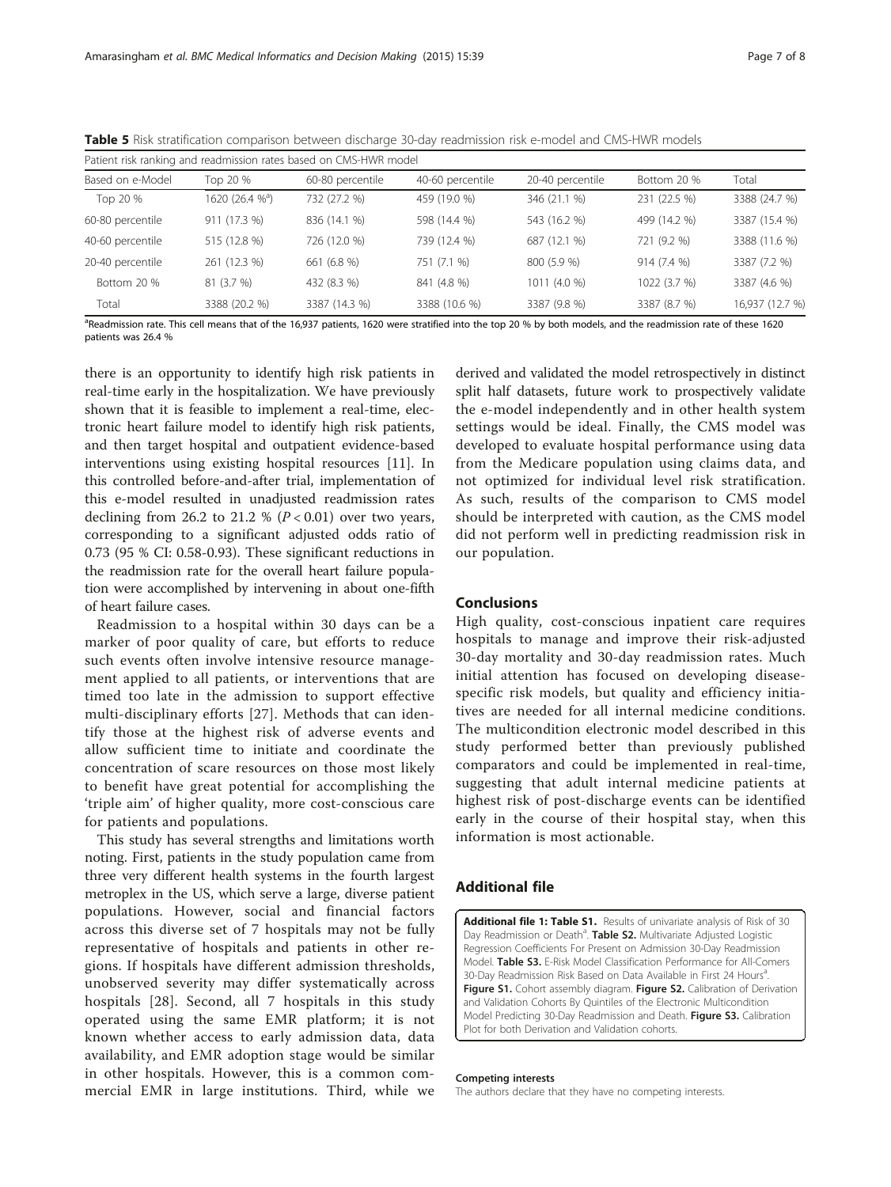**Table 5** Risk stratification comparison between discharge 30-day readmission risk e-model and CMS-HWR models

| Patient risk ranking and readmission rates based on CMS-HWR model | | | | | | |
|---|---|---|---|---|---|---|
| Based on e-Model | Top 20 % | 60-80 percentile | 40-60 percentile | 20-40 percentile | Bottom 20 % | Total |
| Top 20 % | 1620 (26.4 %[a]) | 732 (27.2 %) | 459 (19.0 %) | 346 (21.1 %) | 231 (22.5 %) | 3388 (24.7 %) |
| 60-80 percentile | 911 (17.3 %) | 836 (14.1 %) | 598 (14.4 %) | 543 (16.2 %) | 499 (14.2 %) | 3387 (15.4 %) |
| 40-60 percentile | 515 (12.8 %) | 726 (12.0 %) | 739 (12.4 %) | 687 (12.1 %) | 721 (9.2 %) | 3388 (11.6 %) |
| 20-40 percentile | 261 (12.3 %) | 661 (6.8 %) | 751 (7.1 %) | 800 (5.9 %) | 914 (7.4 %) | 3387 (7.2 %) |
| Bottom 20 % | 81 (3.7 %) | 432 (8.3 %) | 841 (4.8 %) | 1011 (4.0 %) | 1022 (3.7 %) | 3387 (4.6 %) |
| Total | 3388 (20.2 %) | 3387 (14.3 %) | 3388 (10.6 %) | 3387 (9.8 %) | 3387 (8.7 %) | 16,937 (12.7 %) |

[a]Readmission rate. This cell means that of the 16,937 patients, 1620 were stratified into the top 20 % by both models, and the readmission rate of these 1620 patients was 26.4 %

there is an opportunity to identify high risk patients in real-time early in the hospitalization. We have previously shown that it is feasible to implement a real-time, electronic heart failure model to identify high risk patients, and then target hospital and outpatient evidence-based interventions using existing hospital resources [11]. In this controlled before-and-after trial, implementation of this e-model resulted in unadjusted readmission rates declining from 26.2 to 21.2 % ($P < 0.01$) over two years, corresponding to a significant adjusted odds ratio of 0.73 (95 % CI: 0.58-0.93). These significant reductions in the readmission rate for the overall heart failure population were accomplished by intervening in about one-fifth of heart failure cases.

Readmission to a hospital within 30 days can be a marker of poor quality of care, but efforts to reduce such events often involve intensive resource management applied to all patients, or interventions that are timed too late in the admission to support effective multi-disciplinary efforts [27]. Methods that can identify those at the highest risk of adverse events and allow sufficient time to initiate and coordinate the concentration of scare resources on those most likely to benefit have great potential for accomplishing the 'triple aim' of higher quality, more cost-conscious care for patients and populations.

This study has several strengths and limitations worth noting. First, patients in the study population came from three very different health systems in the fourth largest metroplex in the US, which serve a large, diverse patient populations. However, social and financial factors across this diverse set of 7 hospitals may not be fully representative of hospitals and patients in other regions. If hospitals have different admission thresholds, unobserved severity may differ systematically across hospitals [28]. Second, all 7 hospitals in this study operated using the same EMR platform; it is not known whether access to early admission data, data availability, and EMR adoption stage would be similar in other hospitals. However, this is a common commercial EMR in large institutions. Third, while we derived and validated the model retrospectively in distinct split half datasets, future work to prospectively validate the e-model independently and in other health system settings would be ideal. Finally, the CMS model was developed to evaluate hospital performance using data from the Medicare population using claims data, and not optimized for individual level risk stratification. As such, results of the comparison to CMS model should be interpreted with caution, as the CMS model did not perform well in predicting readmission risk in our population.

## Conclusions

High quality, cost-conscious inpatient care requires hospitals to manage and improve their risk-adjusted 30-day mortality and 30-day readmission rates. Much initial attention has focused on developing disease-specific risk models, but quality and efficiency initiatives are needed for all internal medicine conditions. The multicondition electronic model described in this study performed better than previously published comparators and could be implemented in real-time, suggesting that adult internal medicine patients at highest risk of post-discharge events can be identified early in the course of their hospital stay, when this information is most actionable.

## Additional file

**Additional file 1: Table S1.** Results of univariate analysis of Risk of 30 Day Readmission or Death[a]. **Table S2.** Multivariate Adjusted Logistic Regression Coefficients For Present on Admission 30-Day Readmission Model. **Table S3.** E-Risk Model Classification Performance for All-Comers 30-Day Readmission Risk Based on Data Available in First 24 Hours[a]. **Figure S1.** Cohort assembly diagram. **Figure S2.** Calibration of Derivation and Validation Cohorts By Quintiles of the Electronic Multicondition Model Predicting 30-Day Readmission and Death. **Figure S3.** Calibration Plot for both Derivation and Validation cohorts.

#### Competing interests

The authors declare that they have no competing interests.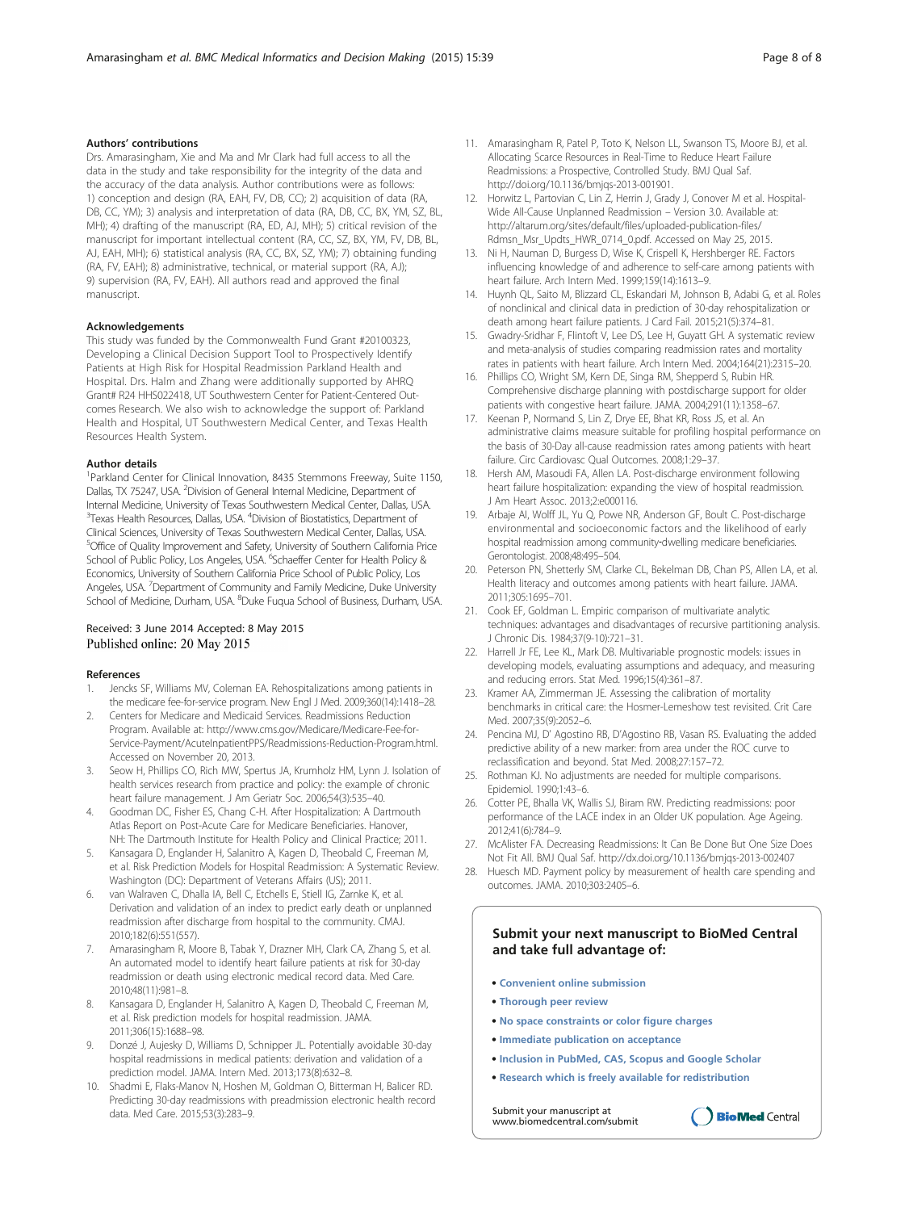### Authors' contributions

Drs. Amarasingham, Xie and Ma and Mr Clark had full access to all the data in the study and take responsibility for the integrity of the data and the accuracy of the data analysis. Author contributions were as follows: 1) conception and design (RA, EAH, FV, DB, CC); 2) acquisition of data (RA, DB, CC, BX, YM); 3) analysis and interpretation of data (RA, DB, CC, BX, YM, SZ, BL, MH); 4) drafting of the manuscript (RA, ED, AJ, MH); 5) critical revision of the manuscript for important intellectual content (RA, CC, SZ, BX, YM, FV, DB, BL, AJ, EAH, MH); 6) statistical analysis (RA, CC, BX, SZ, YM); 7) obtaining funding (RA, FV, EAH); 8) administrative, technical, or material support (RA, AJ); 9) supervision (RA, FV, EAH). All authors read and approved the final manuscript.

### Acknowledgements

This study was funded by the Commonwealth Fund Grant #20100323, Developing a Clinical Decision Support Tool to Prospectively Identify Patients at High Risk for Hospital Readmission Parkland Health and Hospital. Drs. Halm and Zhang were additionally supported by AHRQ Grant# R24 HHS022418, UT Southwestern Center for Patient-Centered Outcomes Research. We also wish to acknowledge the support of: Parkland Health and Hospital, UT Southwestern Medical Center, and Texas Health Resources Health System.

### Author details

[1]Parkland Center for Clinical Innovation, 8435 Stemmons Freeway, Suite 1150, Dallas, TX 75247, USA. [2]Division of General Internal Medicine, Department of Internal Medicine, University of Texas Southwestern Medical Center, Dallas, USA. [3]Texas Health Resources, Dallas, USA. [4]Division of Biostatistics, Department of Clinical Sciences, University of Texas Southwestern Medical Center, Dallas, USA. [5]Office of Quality Improvement and Safety, University of Southern California Price School of Public Policy, Los Angeles, USA. [6]Schaeffer Center for Health Policy & Economics, University of Southern California Price School of Public Policy, Los Angeles, USA. [7]Department of Community and Family Medicine, Duke University School of Medicine, Durham, USA. [8]Duke Fuqua School of Business, Durham, USA.

Received: 3 June 2014 Accepted: 8 May 2015
Published online: 20 May 2015

### References

1. Jencks SF, Williams MV, Coleman EA. Rehospitalizations among patients in the medicare fee-for-service program. New Engl J Med. 2009;360(14):1418–28.
2. Centers for Medicare and Medicaid Services. Readmissions Reduction Program. Available at: http://www.cms.gov/Medicare/Medicare-Fee-for-Service-Payment/AcuteInpatientPPS/Readmissions-Reduction-Program.html. Accessed on November 20, 2013.
3. Seow H, Phillips CO, Rich MW, Spertus JA, Krumholz HM, Lynn J. Isolation of health services research from practice and policy: the example of chronic heart failure management. J Am Geriatr Soc. 2006;54(3):535–40.
4. Goodman DC, Fisher ES, Chang C-H. After Hospitalization: A Dartmouth Atlas Report on Post-Acute Care for Medicare Beneficiaries. Hanover, NH: The Dartmouth Institute for Health Policy and Clinical Practice; 2011.
5. Kansagara D, Englander H, Salanitro A, Kagen D, Theobald C, Freeman M, et al. Risk Prediction Models for Hospital Readmission: A Systematic Review. Washington (DC): Department of Veterans Affairs (US); 2011.
6. van Walraven C, Dhalla IA, Bell C, Etchells E, Stiell IG, Zarnke K, et al. Derivation and validation of an index to predict early death or unplanned readmission after discharge from hospital to the community. CMAJ. 2010;182(6):551(557).
7. Amarasingham R, Moore B, Tabak Y, Drazner MH, Clark CA, Zhang S, et al. An automated model to identify heart failure patients at risk for 30-day readmission or death using electronic medical record data. Med Care. 2010;48(11):981–8.
8. Kansagara D, Englander H, Salanitro A, Kagen D, Theobald C, Freeman M, et al. Risk prediction models for hospital readmission. JAMA. 2011;306(15):1688–98.
9. Donzé J, Aujesky D, Williams D, Schnipper JL. Potentially avoidable 30-day hospital readmissions in medical patients: derivation and validation of a prediction model. JAMA. Intern Med. 2013;173(8):632–8.
10. Shadmi E, Flaks-Manov N, Hoshen M, Goldman O, Bitterman H, Balicer RD. Predicting 30-day readmissions with preadmission electronic health record data. Med Care. 2015;53(3):283–9.
11. Amarasingham R, Patel P, Toto K, Nelson LL, Swanson TS, Moore BJ, et al. Allocating Scarce Resources in Real-Time to Reduce Heart Failure Readmissions: a Prospective, Controlled Study. BMJ Qual Saf. http://doi.org/10.1136/bmjqs-2013-001901.
12. Horwitz L, Partovian C, Lin Z, Herrin J, Grady J, Conover M et al. Hospital-Wide All-Cause Unplanned Readmission – Version 3.0. Available at: http://altarum.org/sites/default/files/uploaded-publication-files/Rdmsn_Msr_Updts_HWR_0714_0.pdf. Accessed on May 25, 2015.
13. Ni H, Nauman D, Burgess D, Wise K, Crispell K, Hershberger RE. Factors influencing knowledge of and adherence to self-care among patients with heart failure. Arch Intern Med. 1999;159(14):1613–9.
14. Huynh QL, Saito M, Blizzard CL, Eskandari M, Johnson B, Adabi G, et al. Roles of nonclinical and clinical data in prediction of 30-day rehospitalization or death among heart failure patients. J Card Fail. 2015;21(5):374–81.
15. Gwadry-Sridhar F, Flintoft V, Lee DS, Lee H, Guyatt GH. A systematic review and meta-analysis of studies comparing readmission rates and mortality rates in patients with heart failure. Arch Intern Med. 2004;164(21):2315–20.
16. Phillips CO, Wright SM, Kern DE, Singa RM, Shepperd S, Rubin HR. Comprehensive discharge planning with postdischarge support for older patients with congestive heart failure. JAMA. 2004;291(11):1358–67.
17. Keenan P, Normand S, Lin Z, Drye EE, Bhat KR, Ross JS, et al. An administrative claims measure suitable for profiling hospital performance on the basis of 30-Day all-cause readmission rates among patients with heart failure. Circ Cardiovasc Qual Outcomes. 2008;1:29–37.
18. Hersh AM, Masoudi FA, Allen LA. Post-discharge environment following heart failure hospitalization: expanding the view of hospital readmission. J Am Heart Assoc. 2013;2:e000116.
19. Arbaje AI, Wolff JL, Yu Q, Powe NR, Anderson GF, Boult C. Post-discharge environmental and socioeconomic factors and the likelihood of early hospital readmission among community-dwelling medicare beneficiaries. Gerontologist. 2008;48:495–504.
20. Peterson PN, Shetterly SM, Clarke CL, Bekelman DB, Chan PS, Allen LA, et al. Health literacy and outcomes among patients with heart failure. JAMA. 2011;305:1695–701.
21. Cook EF, Goldman L. Empiric comparison of multivariate analytic techniques: advantages and disadvantages of recursive partitioning analysis. J Chronic Dis. 1984;37(9-10):721–31.
22. Harrell Jr FE, Lee KL, Mark DB. Multivariable prognostic models: issues in developing models, evaluating assumptions and adequacy, and measuring and reducing errors. Stat Med. 1996;15(4):361–87.
23. Kramer AA, Zimmerman JE. Assessing the calibration of mortality benchmarks in critical care: the Hosmer-Lemeshow test revisited. Crit Care Med. 2007;35(9):2052–6.
24. Pencina MJ, D' Agostino RB, D'Agostino RB, Vasan RS. Evaluating the added predictive ability of a new marker: from area under the ROC curve to reclassification and beyond. Stat Med. 2008;27:157–72.
25. Rothman KJ. No adjustments are needed for multiple comparisons. Epidemiol. 1990;1:43–6.
26. Cotter PE, Bhalla VK, Wallis SJ, Biram RW. Predicting readmissions: poor performance of the LACE index in an Older UK population. Age Ageing. 2012;41(6):784–9.
27. McAlister FA. Decreasing Readmissions: It Can Be Done But One Size Does Not Fit All. BMJ Qual Saf. http://dx.doi.org/10.1136/bmjqs-2013-002407
28. Huesch MD. Payment policy by measurement of health care spending and outcomes. JAMA. 2010;303:2405–6.

**Submit your next manuscript to BioMed Central and take full advantage of:**

- Convenient online submission
- Thorough peer review
- No space constraints or color figure charges
- Immediate publication on acceptance
- Inclusion in PubMed, CAS, Scopus and Google Scholar
- Research which is freely available for redistribution

Submit your manuscript at
www.biomedcentral.com/submit

BioMed Central